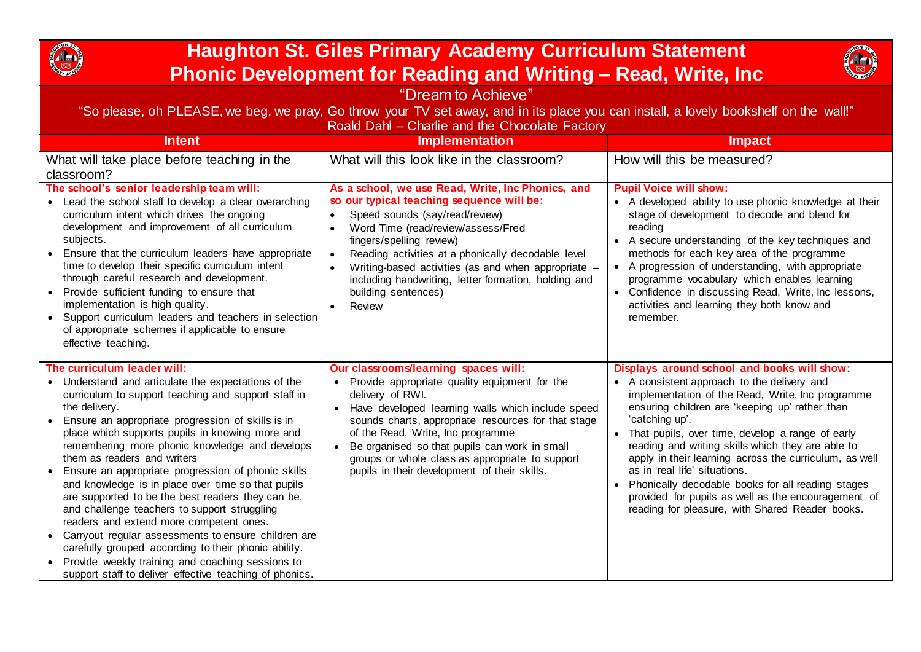# Haughton St. Giles Primary Academy Curriculum Statement
# Phonic Development for Reading and Writing – Read, Write, Inc

"Dream to Achieve"

"So please, oh PLEASE, we beg, we pray, Go throw your TV set away, and in its place you can install, a lovely bookshelf on the wall!"
Roald Dahl – Charlie and the Chocolate Factory

| Intent | Implementation | Impact |
|---|---|---|
| What will take place before teaching in the classroom? | What will this look like in the classroom? | How will this be measured? |
| **The school's senior leadership team will:**<br>• Lead the school staff to develop a clear overarching curriculum intent which drives the ongoing development and improvement of all curriculum subjects.<br>• Ensure that the curriculum leaders have appropriate time to develop their specific curriculum intent through careful research and development.<br>• Provide sufficient funding to ensure that implementation is high quality.<br>• Support curriculum leaders and teachers in selection of appropriate schemes if applicable to ensure effective teaching. | **As a school, we use Read, Write, Inc Phonics, and so our typical teaching sequence will be:**<br>• Speed sounds (say/read/review)<br>• Word Time (read/review/assess/Fred fingers/spelling review)<br>• Reading activities at a phonically decodable level<br>• Writing-based activities (as and when appropriate – including handwriting, letter formation, holding and building sentences)<br>• Review | **Pupil Voice will show:**<br>• A developed ability to use phonic knowledge at their stage of development to decode and blend for reading<br>• A secure understanding of the key techniques and methods for each key area of the programme<br>• A progression of understanding, with appropriate programme vocabulary which enables learning<br>• Confidence in discussing Read, Write, Inc lessons, activities and learning they both know and remember. |
| **The curriculum leader will:**<br>• Understand and articulate the expectations of the curriculum to support teaching and support staff in the delivery.<br>• Ensure an appropriate progression of skills is in place which supports pupils in knowing more and remembering more phonic knowledge and develops them as readers and writers<br>• Ensure an appropriate progression of phonic skills and knowledge is in place over time so that pupils are supported to be the best readers they can be, and challenge teachers to support struggling readers and extend more competent ones.<br>• Carryout regular assessments to ensure children are carefully grouped according to their phonic ability.<br>• Provide weekly training and coaching sessions to support staff to deliver effective teaching of phonics. | **Our classrooms/learning spaces will:**<br>• Provide appropriate quality equipment for the delivery of RWI.<br>• Have developed learning walls which include speed sounds charts, appropriate resources for that stage of the Read, Write, Inc programme<br>• Be organised so that pupils can work in small groups or whole class as appropriate to support pupils in their development of their skills. | **Displays around school and books will show:**<br>• A consistent approach to the delivery and implementation of the Read, Write, Inc programme ensuring children are 'keeping up' rather than 'catching up'.<br>• That pupils, over time, develop a range of early reading and writing skills which they are able to apply in their learning across the curriculum, as well as in 'real life' situations.<br>• Phonically decodable books for all reading stages provided for pupils as well as the encouragement of reading for pleasure, with Shared Reader books. |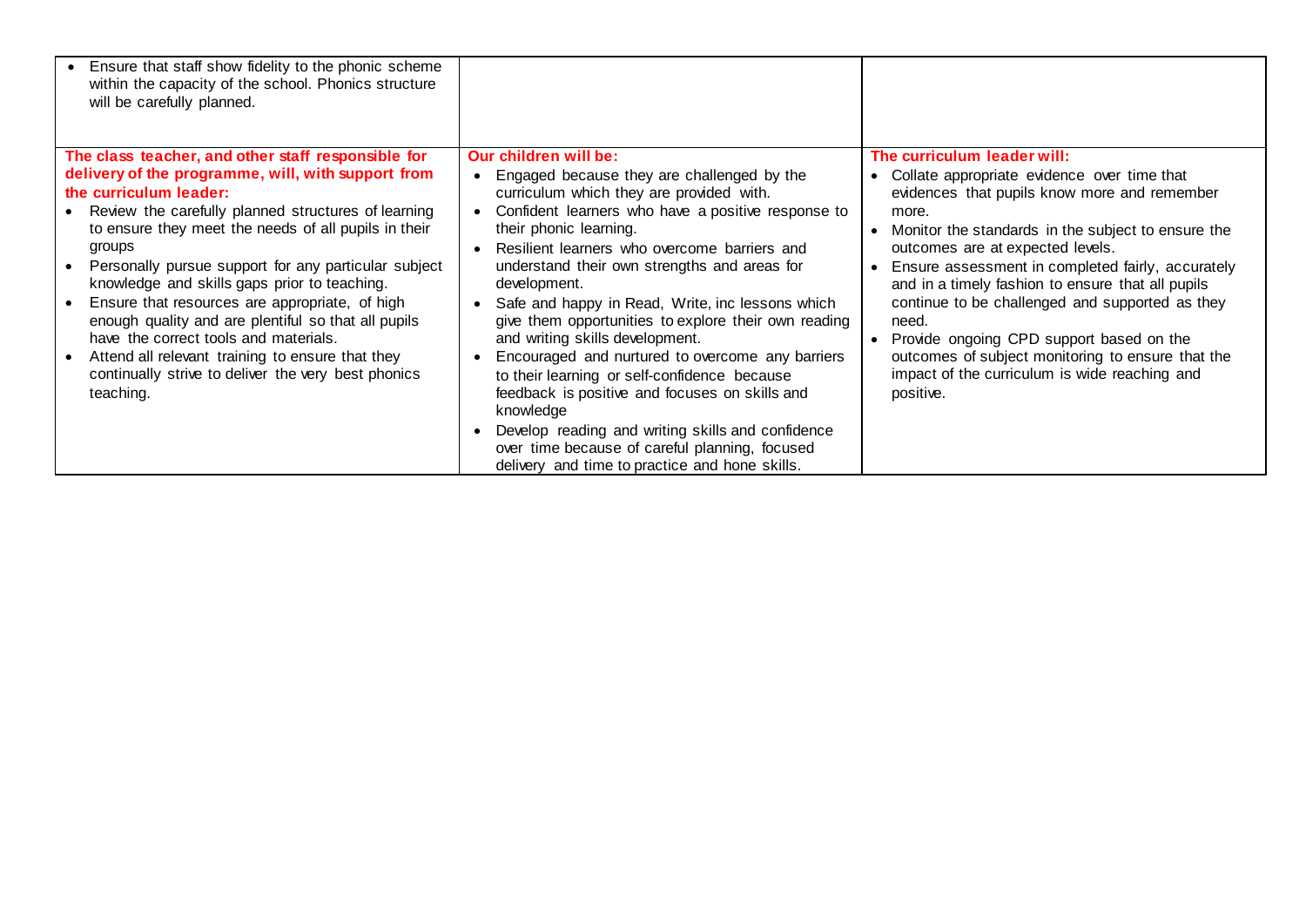| | | |
|---|---|---|
| • Ensure that staff show fidelity to the phonic scheme within the capacity of the school. Phonics structure will be carefully planned. | | |
| **The class teacher, and other staff responsible for delivery of the programme, will, with support from the curriculum leader:**<br>• Review the carefully planned structures of learning to ensure they meet the needs of all pupils in their groups<br>• Personally pursue support for any particular subject knowledge and skills gaps prior to teaching.<br>• Ensure that resources are appropriate, of high enough quality and are plentiful so that all pupils have the correct tools and materials.<br>• Attend all relevant training to ensure that they continually strive to deliver the very best phonics teaching. | **Our children will be:**<br>• Engaged because they are challenged by the curriculum which they are provided with.<br>• Confident learners who have a positive response to their phonic learning.<br>• Resilient learners who overcome barriers and understand their own strengths and areas for development.<br>• Safe and happy in Read, Write, inc lessons which give them opportunities to explore their own reading and writing skills development.<br>• Encouraged and nurtured to overcome any barriers to their learning or self-confidence because feedback is positive and focuses on skills and knowledge<br>• Develop reading and writing skills and confidence over time because of careful planning, focused delivery and time to practice and hone skills. | **The curriculum leader will:**<br>• Collate appropriate evidence over time that evidences that pupils know more and remember more.<br>• Monitor the standards in the subject to ensure the outcomes are at expected levels.<br>• Ensure assessment in completed fairly, accurately and in a timely fashion to ensure that all pupils continue to be challenged and supported as they need.<br>• Provide ongoing CPD support based on the outcomes of subject monitoring to ensure that the impact of the curriculum is wide reaching and positive. |